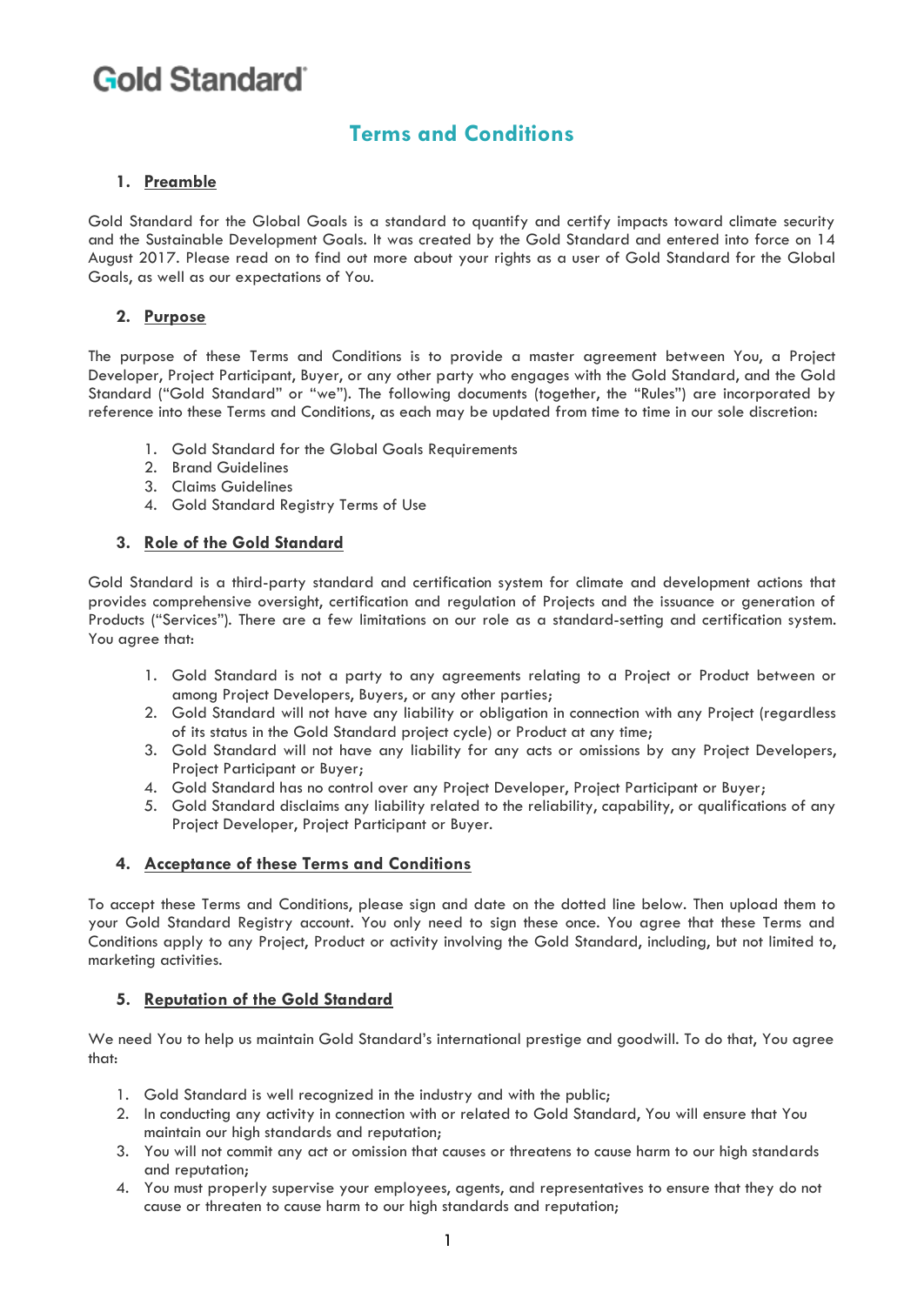Gold Standard

# Terms and Conditions

## 1. Preamble

Gold Standard for the Global Goals is a standard to quantify and certify impacts toward climate security and the Sustainable Development Goals. It was created by the Gold Standard and entered into force on 14 August 2017. Please read on to find out more about your rights as a user of Gold Standard for the Global Goals, as well as our expectations of You.

## 2. Purpose

The purpose of these Terms and Conditions is to provide a master agreement between You, a Project Developer, Project Participant, Buyer, or any other party who engages with the Gold Standard, and the Gold Standard ("Gold Standard" or "we"). The following documents (together, the "Rules") are incorporated by reference into these Terms and Conditions, as each may be updated from time to time in our sole discretion:

1. Gold Standard for the Global Goals Requirements
2. Brand Guidelines
3. Claims Guidelines
4. Gold Standard Registry Terms of Use

## 3. Role of the Gold Standard

Gold Standard is a third-party standard and certification system for climate and development actions that provides comprehensive oversight, certification and regulation of Projects and the issuance or generation of Products ("Services"). There are a few limitations on our role as a standard-setting and certification system. You agree that:

1. Gold Standard is not a party to any agreements relating to a Project or Product between or among Project Developers, Buyers, or any other parties;
2. Gold Standard will not have any liability or obligation in connection with any Project (regardless of its status in the Gold Standard project cycle) or Product at any time;
3. Gold Standard will not have any liability for any acts or omissions by any Project Developers, Project Participant or Buyer;
4. Gold Standard has no control over any Project Developer, Project Participant or Buyer;
5. Gold Standard disclaims any liability related to the reliability, capability, or qualifications of any Project Developer, Project Participant or Buyer.

## 4. Acceptance of these Terms and Conditions

To accept these Terms and Conditions, please sign and date on the dotted line below. Then upload them to your Gold Standard Registry account. You only need to sign these once. You agree that these Terms and Conditions apply to any Project, Product or activity involving the Gold Standard, including, but not limited to, marketing activities.

## 5. Reputation of the Gold Standard

We need You to help us maintain Gold Standard's international prestige and goodwill. To do that, You agree that:

1. Gold Standard is well recognized in the industry and with the public;
2. In conducting any activity in connection with or related to Gold Standard, You will ensure that You maintain our high standards and reputation;
3. You will not commit any act or omission that causes or threatens to cause harm to our high standards and reputation;
4. You must properly supervise your employees, agents, and representatives to ensure that they do not cause or threaten to cause harm to our high standards and reputation;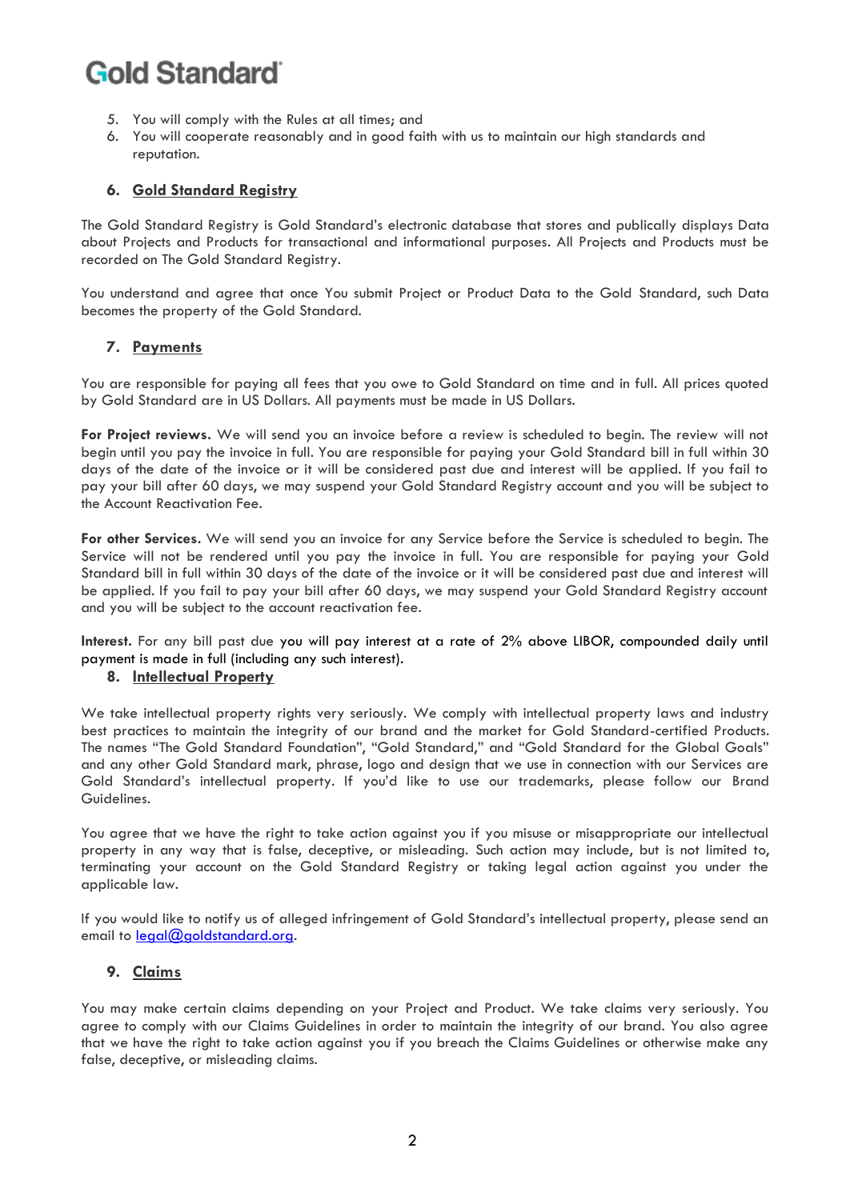5. You will comply with the Rules at all times; and
6. You will cooperate reasonably and in good faith with us to maintain our high standards and reputation.

## 6. Gold Standard Registry

The Gold Standard Registry is Gold Standard's electronic database that stores and publically displays Data about Projects and Products for transactional and informational purposes. All Projects and Products must be recorded on The Gold Standard Registry.

You understand and agree that once You submit Project or Product Data to the Gold Standard, such Data becomes the property of the Gold Standard.

## 7. Payments

You are responsible for paying all fees that you owe to Gold Standard on time and in full. All prices quoted by Gold Standard are in US Dollars. All payments must be made in US Dollars.

**For Project reviews.** We will send you an invoice before a review is scheduled to begin. The review will not begin until you pay the invoice in full. You are responsible for paying your Gold Standard bill in full within 30 days of the date of the invoice or it will be considered past due and interest will be applied. If you fail to pay your bill after 60 days, we may suspend your Gold Standard Registry account and you will be subject to the Account Reactivation Fee.

**For other Services.** We will send you an invoice for any Service before the Service is scheduled to begin. The Service will not be rendered until you pay the invoice in full. You are responsible for paying your Gold Standard bill in full within 30 days of the date of the invoice or it will be considered past due and interest will be applied. If you fail to pay your bill after 60 days, we may suspend your Gold Standard Registry account and you will be subject to the account reactivation fee.

**Interest.** For any bill past due you will pay interest at a rate of 2% above LIBOR, compounded daily until payment is made in full (including any such interest).

## 8. Intellectual Property

We take intellectual property rights very seriously. We comply with intellectual property laws and industry best practices to maintain the integrity of our brand and the market for Gold Standard-certified Products. The names "The Gold Standard Foundation", "Gold Standard," and "Gold Standard for the Global Goals" and any other Gold Standard mark, phrase, logo and design that we use in connection with our Services are Gold Standard's intellectual property. If you'd like to use our trademarks, please follow our Brand Guidelines.

You agree that we have the right to take action against you if you misuse or misappropriate our intellectual property in any way that is false, deceptive, or misleading. Such action may include, but is not limited to, terminating your account on the Gold Standard Registry or taking legal action against you under the applicable law.

If you would like to notify us of alleged infringement of Gold Standard's intellectual property, please send an email to legal@goldstandard.org.

## 9. Claims

You may make certain claims depending on your Project and Product. We take claims very seriously. You agree to comply with our Claims Guidelines in order to maintain the integrity of our brand. You also agree that we have the right to take action against you if you breach the Claims Guidelines or otherwise make any false, deceptive, or misleading claims.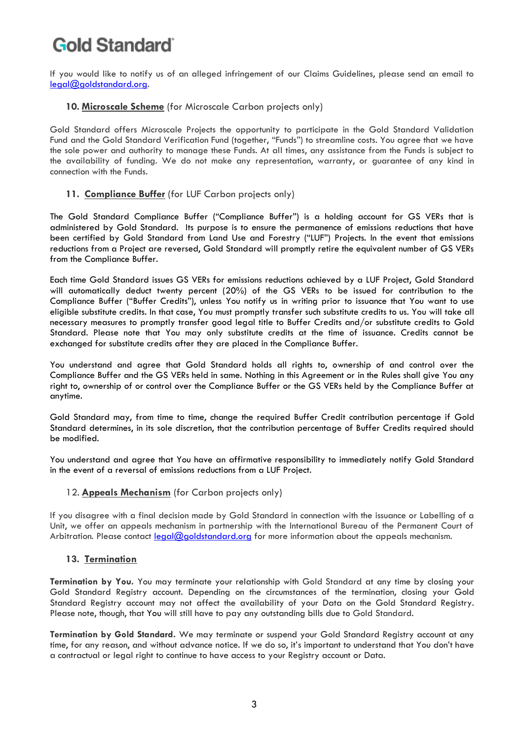If you would like to notify us of an alleged infringement of our Claims Guidelines, please send an email to legal@goldstandard.org.

### 10. **Microscale Scheme** (for Microscale Carbon projects only)

Gold Standard offers Microscale Projects the opportunity to participate in the Gold Standard Validation Fund and the Gold Standard Verification Fund (together, "Funds") to streamline costs. You agree that we have the sole power and authority to manage these Funds. At all times, any assistance from the Funds is subject to the availability of funding. We do not make any representation, warranty, or guarantee of any kind in connection with the Funds.

### 11. **Compliance Buffer** (for LUF Carbon projects only)

The Gold Standard Compliance Buffer ("Compliance Buffer") is a holding account for GS VERs that is administered by Gold Standard. Its purpose is to ensure the permanence of emissions reductions that have been certified by Gold Standard from Land Use and Forestry ("LUF") Projects. In the event that emissions reductions from a Project are reversed, Gold Standard will promptly retire the equivalent number of GS VERs from the Compliance Buffer.

Each time Gold Standard issues GS VERs for emissions reductions achieved by a LUF Project, Gold Standard will automatically deduct twenty percent (20%) of the GS VERs to be issued for contribution to the Compliance Buffer ("Buffer Credits"), unless You notify us in writing prior to issuance that You want to use eligible substitute credits. In that case, You must promptly transfer such substitute credits to us. You will take all necessary measures to promptly transfer good legal title to Buffer Credits and/or substitute credits to Gold Standard. Please note that You may only substitute credits at the time of issuance. Credits cannot be exchanged for substitute credits after they are placed in the Compliance Buffer.

You understand and agree that Gold Standard holds all rights to, ownership of and control over the Compliance Buffer and the GS VERs held in same. Nothing in this Agreement or in the Rules shall give You any right to, ownership of or control over the Compliance Buffer or the GS VERs held by the Compliance Buffer at anytime.

Gold Standard may, from time to time, change the required Buffer Credit contribution percentage if Gold Standard determines, in its sole discretion, that the contribution percentage of Buffer Credits required should be modified.

You understand and agree that You have an affirmative responsibility to immediately notify Gold Standard in the event of a reversal of emissions reductions from a LUF Project.

### 12. **Appeals Mechanism** (for Carbon projects only)

If you disagree with a final decision made by Gold Standard in connection with the issuance or Labelling of a Unit, we offer an appeals mechanism in partnership with the International Bureau of the Permanent Court of Arbitration. Please contact legal@goldstandard.org for more information about the appeals mechanism.

### 13. **Termination**

**Termination by You.** You may terminate your relationship with Gold Standard at any time by closing your Gold Standard Registry account. Depending on the circumstances of the termination, closing your Gold Standard Registry account may not affect the availability of your Data on the Gold Standard Registry. Please note, though, that You will still have to pay any outstanding bills due to Gold Standard.

**Termination by Gold Standard.** We may terminate or suspend your Gold Standard Registry account at any time, for any reason, and without advance notice. If we do so, it's important to understand that You don't have a contractual or legal right to continue to have access to your Registry account or Data.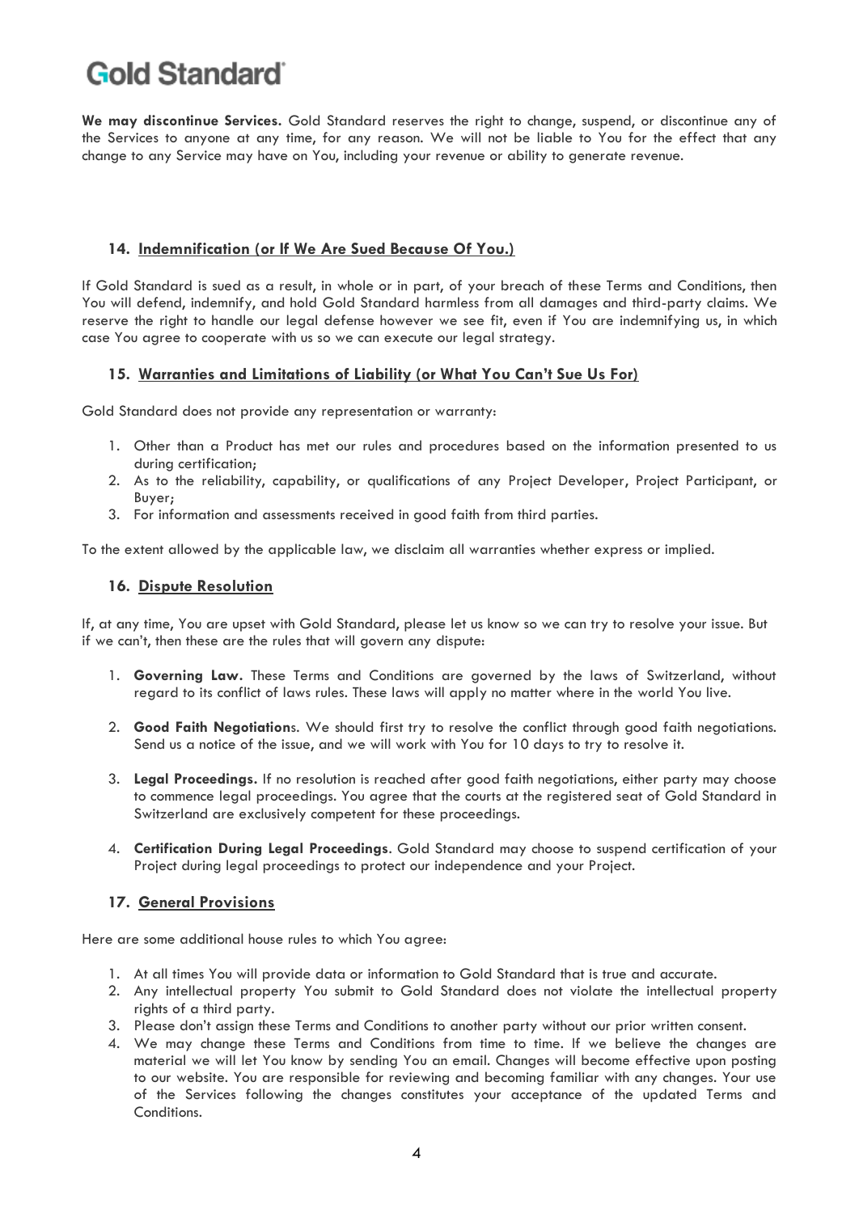**We may discontinue Services.** Gold Standard reserves the right to change, suspend, or discontinue any of the Services to anyone at any time, for any reason. We will not be liable to You for the effect that any change to any Service may have on You, including your revenue or ability to generate revenue.

## 14. Indemnification (or If We Are Sued Because Of You.)

If Gold Standard is sued as a result, in whole or in part, of your breach of these Terms and Conditions, then You will defend, indemnify, and hold Gold Standard harmless from all damages and third-party claims. We reserve the right to handle our legal defense however we see fit, even if You are indemnifying us, in which case You agree to cooperate with us so we can execute our legal strategy.

## 15. Warranties and Limitations of Liability (or What You Can't Sue Us For)

Gold Standard does not provide any representation or warranty:

1. Other than a Product has met our rules and procedures based on the information presented to us during certification;
2. As to the reliability, capability, or qualifications of any Project Developer, Project Participant, or Buyer;
3. For information and assessments received in good faith from third parties.

To the extent allowed by the applicable law, we disclaim all warranties whether express or implied.

## 16. Dispute Resolution

If, at any time, You are upset with Gold Standard, please let us know so we can try to resolve your issue. But if we can't, then these are the rules that will govern any dispute:

1. **Governing Law.** These Terms and Conditions are governed by the laws of Switzerland, without regard to its conflict of laws rules. These laws will apply no matter where in the world You live.
2. **Good Faith Negotiation**s. We should first try to resolve the conflict through good faith negotiations. Send us a notice of the issue, and we will work with You for 10 days to try to resolve it.
3. **Legal Proceedings.** If no resolution is reached after good faith negotiations, either party may choose to commence legal proceedings. You agree that the courts at the registered seat of Gold Standard in Switzerland are exclusively competent for these proceedings.
4. **Certification During Legal Proceedings**. Gold Standard may choose to suspend certification of your Project during legal proceedings to protect our independence and your Project.

## 17. General Provisions

Here are some additional house rules to which You agree:

1. At all times You will provide data or information to Gold Standard that is true and accurate.
2. Any intellectual property You submit to Gold Standard does not violate the intellectual property rights of a third party.
3. Please don't assign these Terms and Conditions to another party without our prior written consent.
4. We may change these Terms and Conditions from time to time. If we believe the changes are material we will let You know by sending You an email. Changes will become effective upon posting to our website. You are responsible for reviewing and becoming familiar with any changes. Your use of the Services following the changes constitutes your acceptance of the updated Terms and Conditions.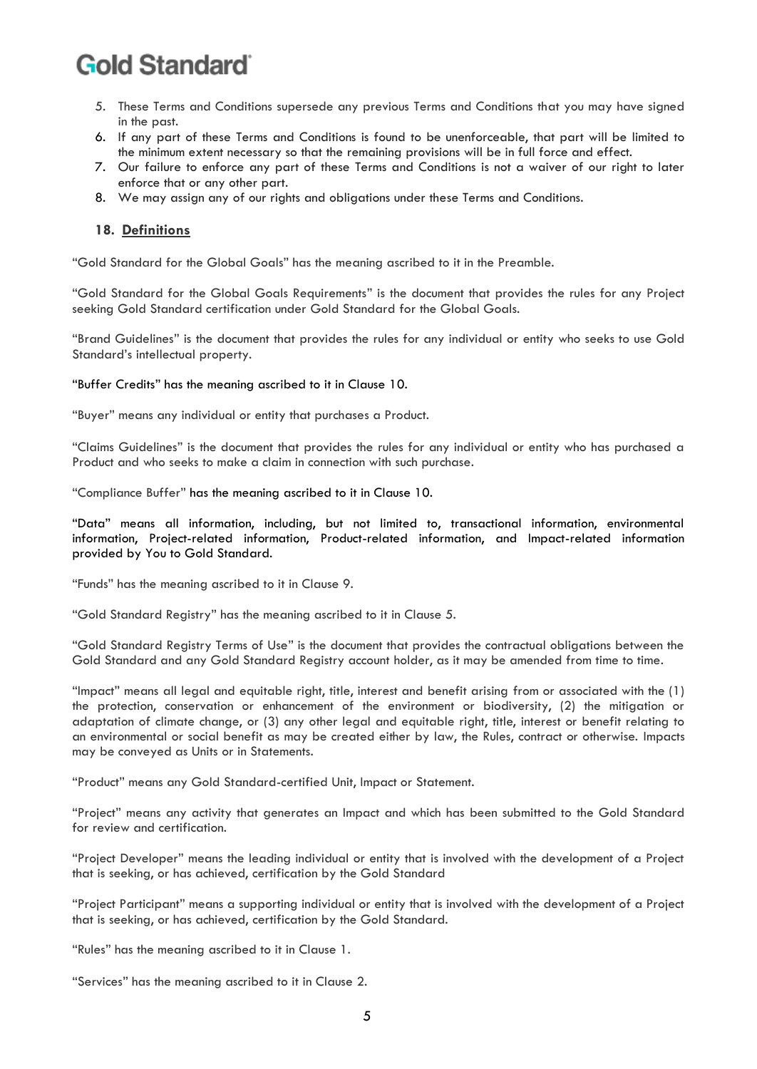5. These Terms and Conditions supersede any previous Terms and Conditions that you may have signed in the past.
6. If any part of these Terms and Conditions is found to be unenforceable, that part will be limited to the minimum extent necessary so that the remaining provisions will be in full force and effect.
7. Our failure to enforce any part of these Terms and Conditions is not a waiver of our right to later enforce that or any other part.
8. We may assign any of our rights and obligations under these Terms and Conditions.

## 18. Definitions

"Gold Standard for the Global Goals" has the meaning ascribed to it in the Preamble.

"Gold Standard for the Global Goals Requirements" is the document that provides the rules for any Project seeking Gold Standard certification under Gold Standard for the Global Goals.

"Brand Guidelines" is the document that provides the rules for any individual or entity who seeks to use Gold Standard's intellectual property.

"Buffer Credits" has the meaning ascribed to it in Clause 10.

"Buyer" means any individual or entity that purchases a Product.

"Claims Guidelines" is the document that provides the rules for any individual or entity who has purchased a Product and who seeks to make a claim in connection with such purchase.

"Compliance Buffer" has the meaning ascribed to it in Clause 10.

"Data" means all information, including, but not limited to, transactional information, environmental information, Project-related information, Product-related information, and Impact-related information provided by You to Gold Standard.

"Funds" has the meaning ascribed to it in Clause 9.

"Gold Standard Registry" has the meaning ascribed to it in Clause 5.

"Gold Standard Registry Terms of Use" is the document that provides the contractual obligations between the Gold Standard and any Gold Standard Registry account holder, as it may be amended from time to time.

"Impact" means all legal and equitable right, title, interest and benefit arising from or associated with the (1) the protection, conservation or enhancement of the environment or biodiversity, (2) the mitigation or adaptation of climate change, or (3) any other legal and equitable right, title, interest or benefit relating to an environmental or social benefit as may be created either by law, the Rules, contract or otherwise. Impacts may be conveyed as Units or in Statements.

"Product" means any Gold Standard-certified Unit, Impact or Statement.

"Project" means any activity that generates an Impact and which has been submitted to the Gold Standard for review and certification.

"Project Developer" means the leading individual or entity that is involved with the development of a Project that is seeking, or has achieved, certification by the Gold Standard

"Project Participant" means a supporting individual or entity that is involved with the development of a Project that is seeking, or has achieved, certification by the Gold Standard.

"Rules" has the meaning ascribed to it in Clause 1.

"Services" has the meaning ascribed to it in Clause 2.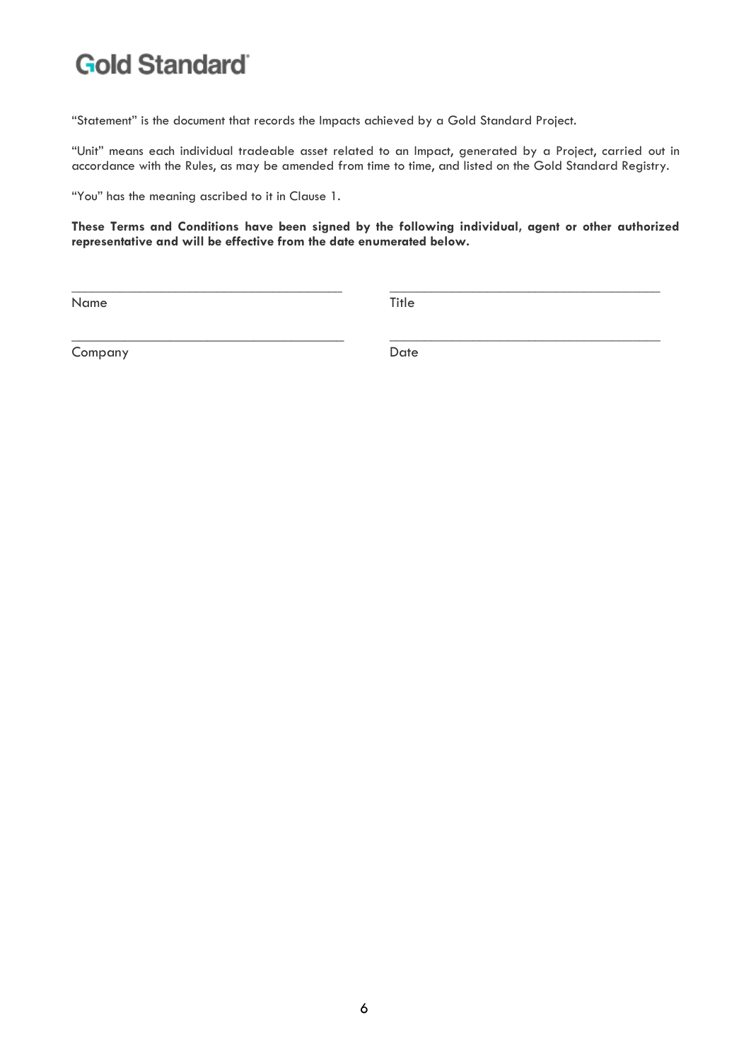"Statement" is the document that records the Impacts achieved by a Gold Standard Project.

"Unit" means each individual tradeable asset related to an Impact, generated by a Project, carried out in accordance with the Rules, as may be amended from time to time, and listed on the Gold Standard Registry.

"You" has the meaning ascribed to it in Clause 1.

**These Terms and Conditions have been signed by the following individual, agent or other authorized representative and will be effective from the date enumerated below.**

| | |
|---|---|
| ______________________________________ | ______________________________________ |
| Name | Title |
| ______________________________________ | ______________________________________ |
| Company | Date |